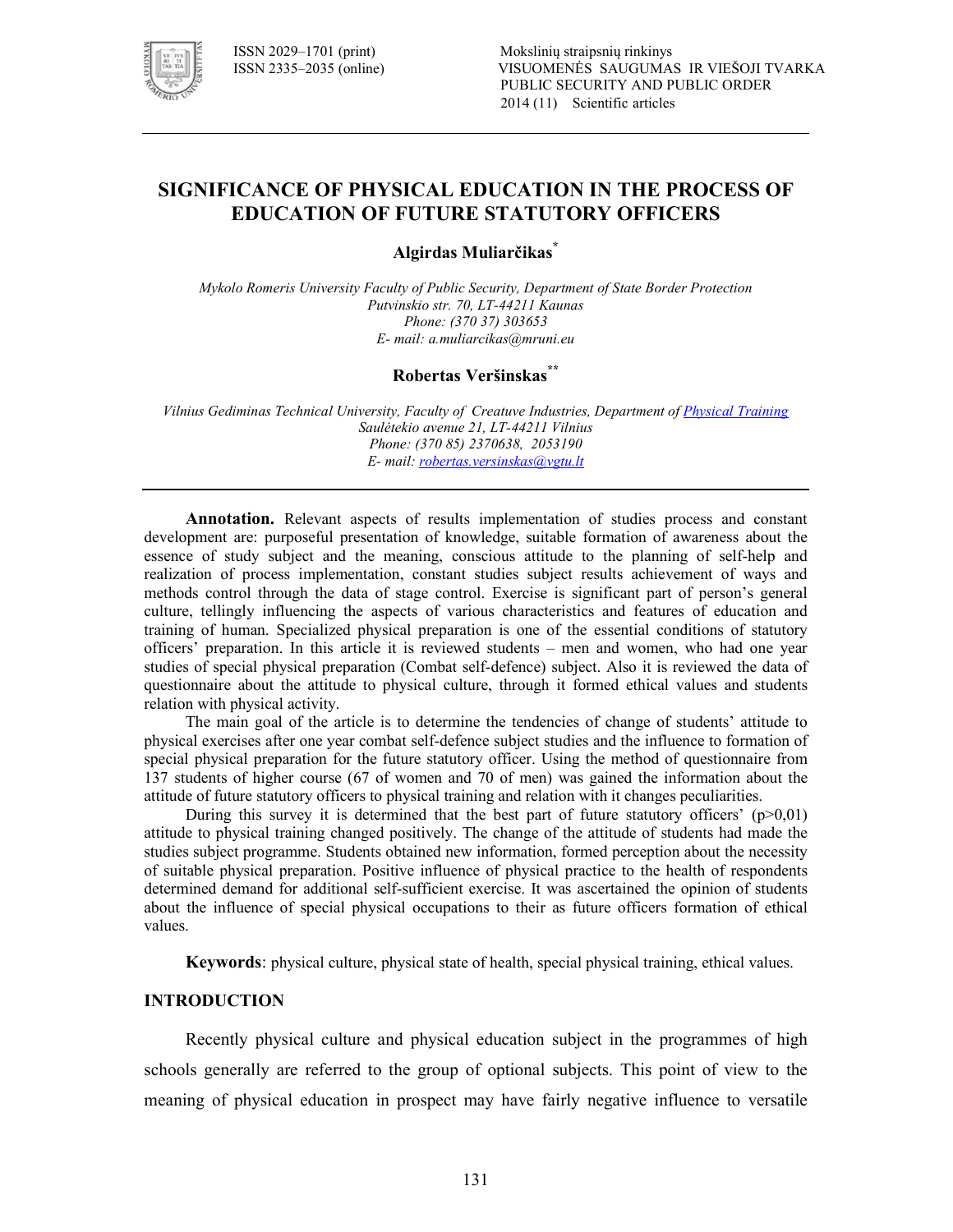ISSN 2029–1701 (print)
ISSN 2335–2035 (online)

Mokslinių straipsnių rinkinys
VISUOMENĖS SAUGUMAS IR VIEŠOJI TVARKA
PUBLIC SECURITY AND PUBLIC ORDER
2014 (11) Scientific articles

# SIGNIFICANCE OF PHYSICAL EDUCATION IN THE PROCESS OF EDUCATION OF FUTURE STATUTORY OFFICERS

**Algirdas Muliarčikas***

*Mykolo Romeris University Faculty of Public Security, Department of State Border Protection*
*Putvinskio str. 70, LT-44211 Kaunas*
*Phone: (370 37) 303653*
*E- mail: a.muliarcikas@mruni.eu*

**Robertas Veršinskas****

*Vilnius Gediminas Technical University, Faculty of Creatuve Industries, Department of Physical Training*
*Saulėtekio avenue 21, LT-44211 Vilnius*
*Phone: (370 85) 2370638, 2053190*
*E- mail: robertas.versinskas@vgtu.lt*

**Annotation.** Relevant aspects of results implementation of studies process and constant development are: purposeful presentation of knowledge, suitable formation of awareness about the essence of study subject and the meaning, conscious attitude to the planning of self-help and realization of process implementation, constant studies subject results achievement of ways and methods control through the data of stage control. Exercise is significant part of person's general culture, tellingly influencing the aspects of various characteristics and features of education and training of human. Specialized physical preparation is one of the essential conditions of statutory officers' preparation. In this article it is reviewed students – men and women, who had one year studies of special physical preparation (Combat self-defence) subject. Also it is reviewed the data of questionnaire about the attitude to physical culture, through it formed ethical values and students relation with physical activity.

The main goal of the article is to determine the tendencies of change of students' attitude to physical exercises after one year combat self-defence subject studies and the influence to formation of special physical preparation for the future statutory officer. Using the method of questionnaire from 137 students of higher course (67 of women and 70 of men) was gained the information about the attitude of future statutory officers to physical training and relation with it changes peculiarities.

During this survey it is determined that the best part of future statutory officers' ($p>0{,}01$) attitude to physical training changed positively. The change of the attitude of students had made the studies subject programme. Students obtained new information, formed perception about the necessity of suitable physical preparation. Positive influence of physical practice to the health of respondents determined demand for additional self-sufficient exercise. It was ascertained the opinion of students about the influence of special physical occupations to their as future officers formation of ethical values.

**Keywords**: physical culture, physical state of health, special physical training, ethical values.

## INTRODUCTION

Recently physical culture and physical education subject in the programmes of high schools generally are referred to the group of optional subjects. This point of view to the meaning of physical education in prospect may have fairly negative influence to versatile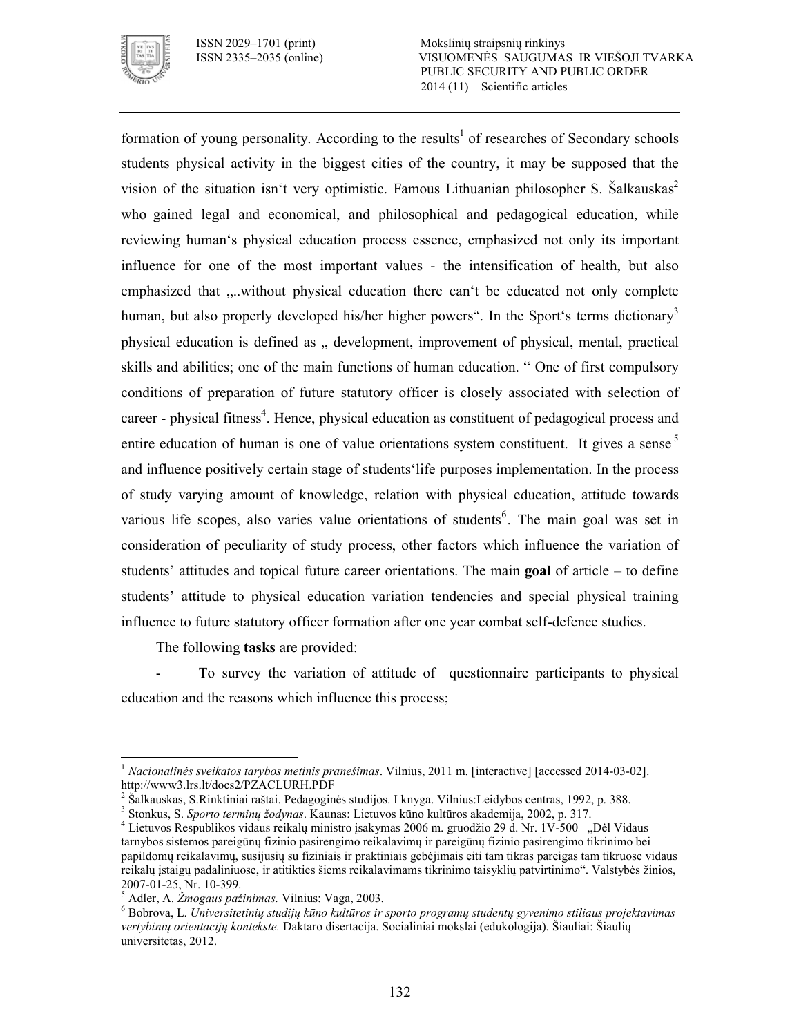formation of young personality. According to the results[1] of researches of Secondary schools students physical activity in the biggest cities of the country, it may be supposed that the vision of the situation isn‘t very optimistic. Famous Lithuanian philosopher S. Šalkauskas[2] who gained legal and economical, and philosophical and pedagogical education, while reviewing human‘s physical education process essence, emphasized not only its important influence for one of the most important values - the intensification of health, but also emphasized that „..without physical education there can‘t be educated not only complete human, but also properly developed his/her higher powers“. In the Sport‘s terms dictionary[3] physical education is defined as „ development, improvement of physical, mental, practical skills and abilities; one of the main functions of human education. “ One of first compulsory conditions of preparation of future statutory officer is closely associated with selection of career - physical fitness[4]. Hence, physical education as constituent of pedagogical process and entire education of human is one of value orientations system constituent. It gives a sense[5] and influence positively certain stage of students‘life purposes implementation. In the process of study varying amount of knowledge, relation with physical education, attitude towards various life scopes, also varies value orientations of students[6]. The main goal was set in consideration of peculiarity of study process, other factors which influence the variation of students' attitudes and topical future career orientations. The main **goal** of article – to define students' attitude to physical education variation tendencies and special physical training influence to future statutory officer formation after one year combat self-defence studies.

The following **tasks** are provided:

- To survey the variation of attitude of questionnaire participants to physical education and the reasons which influence this process;

---

[1] *Nacionalinės sveikatos tarybos metinis pranešimas*. Vilnius, 2011 m. [interactive] [accessed 2014-03-02]. http://www3.lrs.lt/docs2/PZACLURH.PDF

[2] Šalkauskas, S.Rinktiniai raštai. Pedagoginės studijos. I knyga. Vilnius:Leidybos centras, 1992, p. 388.

[3] Stonkus, S. *Sporto terminų žodynas*. Kaunas: Lietuvos kūno kultūros akademija, 2002, p. 317.

[4] Lietuvos Respublikos vidaus reikalų ministro įsakymas 2006 m. gruodžio 29 d. Nr. 1V-500 „Dėl Vidaus tarnybos sistemos pareigūnų fizinio pasirengimo reikalavimų ir pareigūnų fizinio pasirengimo tikrinimo bei papildomų reikalavimų, susijusių su fiziniais ir praktiniais gebėjimais eiti tam tikras pareigas tam tikruose vidaus reikalų įstaigų padaliniuose, ir atitikties šiems reikalavimams tikrinimo taisyklių patvirtinimo“. Valstybės žinios, 2007-01-25, Nr. 10-399.

[5] Adler, A. *Žmogaus pažinimas.* Vilnius: Vaga, 2003.

[6] Bobrova, L. *Universitetinių studijų kūno kultūros ir sporto programų studentų gyvenimo stiliaus projektavimas vertybinių orientacijų kontekste.* Daktaro disertacija. Socialiniai mokslai (edukologija). Šiauliai: Šiaulių universitetas, 2012.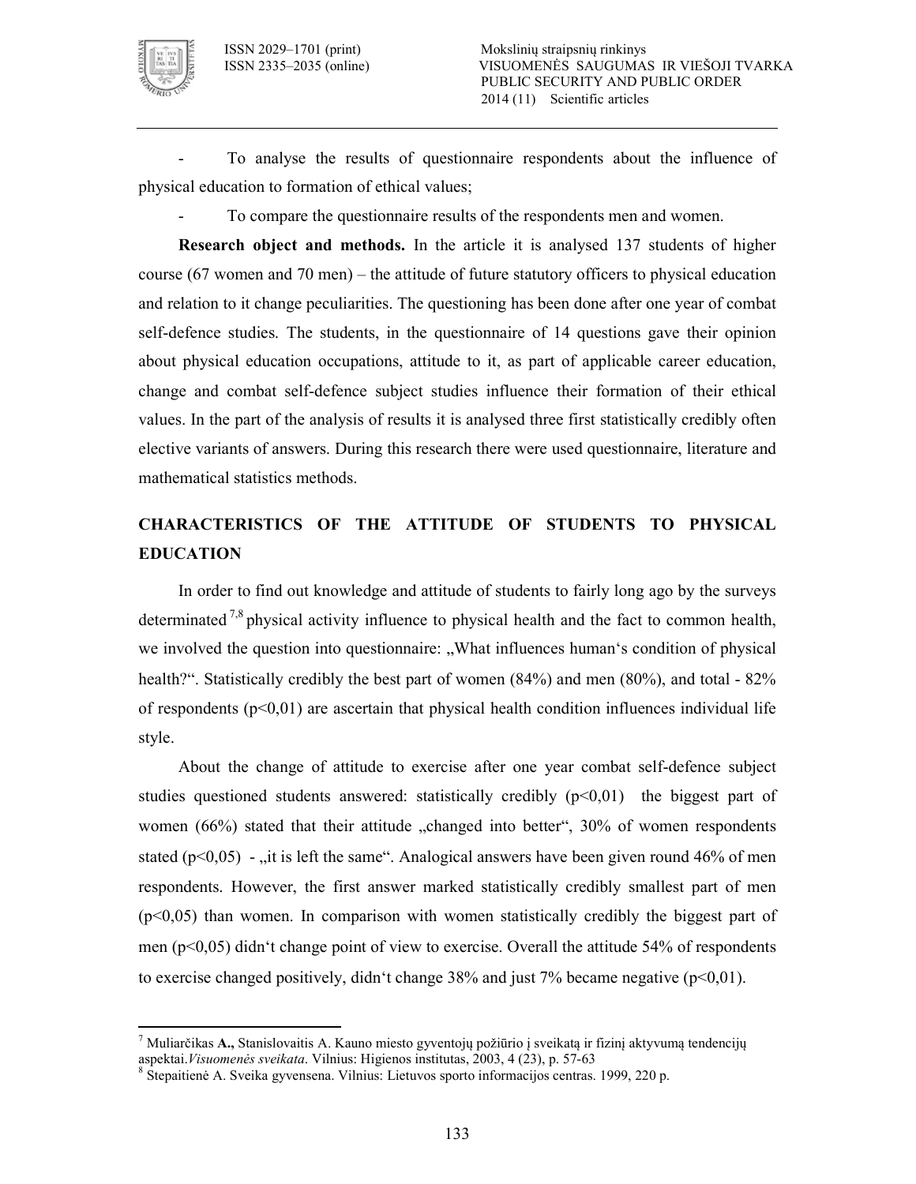- To analyse the results of questionnaire respondents about the influence of physical education to formation of ethical values;
- To compare the questionnaire results of the respondents men and women.

**Research object and methods.** In the article it is analysed 137 students of higher course (67 women and 70 men) – the attitude of future statutory officers to physical education and relation to it change peculiarities. The questioning has been done after one year of combat self-defence studies. The students, in the questionnaire of 14 questions gave their opinion about physical education occupations, attitude to it, as part of applicable career education, change and combat self-defence subject studies influence their formation of their ethical values. In the part of the analysis of results it is analysed three first statistically credibly often elective variants of answers. During this research there were used questionnaire, literature and mathematical statistics methods.

## CHARACTERISTICS OF THE ATTITUDE OF STUDENTS TO PHYSICAL EDUCATION

In order to find out knowledge and attitude of students to fairly long ago by the surveys determinated [7,8] physical activity influence to physical health and the fact to common health, we involved the question into questionnaire: „What influences human‘s condition of physical health?“. Statistically credibly the best part of women (84%) and men (80%), and total - 82% of respondents ($p<0,01$) are ascertain that physical health condition influences individual life style.

About the change of attitude to exercise after one year combat self-defence subject studies questioned students answered: statistically credibly ($p<0,01$) the biggest part of women (66%) stated that their attitude „changed into better“, 30% of women respondents stated ($p<0,05$) - „it is left the same“. Analogical answers have been given round 46% of men respondents. However, the first answer marked statistically credibly smallest part of men ($p<0,05$) than women. In comparison with women statistically credibly the biggest part of men ($p<0,05$) didn‘t change point of view to exercise. Overall the attitude 54% of respondents to exercise changed positively, didn‘t change 38% and just 7% became negative ($p<0,01$).

---

[7] Muliarčikas **A.,** Stanislovaitis A. Kauno miesto gyventojų požiūrio į sveikatą ir fizinį aktyvumą tendencijų aspektai.*Visuomenės sveikata*. Vilnius: Higienos institutas, 2003, 4 (23), p. 57-63

[8] Stepaitienė A. Sveika gyvensena. Vilnius: Lietuvos sporto informacijos centras. 1999, 220 p.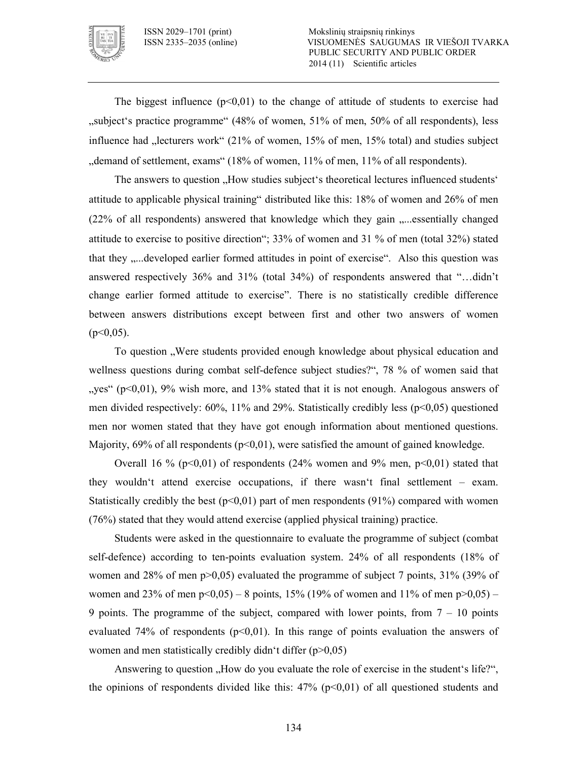The biggest influence ($p<0,01$) to the change of attitude of students to exercise had „subject‘s practice programme“ (48% of women, 51% of men, 50% of all respondents), less influence had „lecturers work“ (21% of women, 15% of men, 15% total) and studies subject „demand of settlement, exams“ (18% of women, 11% of men, 11% of all respondents).

The answers to question „How studies subject‘s theoretical lectures influenced students‘ attitude to applicable physical training“ distributed like this: 18% of women and 26% of men (22% of all respondents) answered that knowledge which they gain „...essentially changed attitude to exercise to positive direction“; 33% of women and 31 % of men (total 32%) stated that they „...developed earlier formed attitudes in point of exercise“. Also this question was answered respectively 36% and 31% (total 34%) of respondents answered that “…didn’t change earlier formed attitude to exercise”. There is no statistically credible difference between answers distributions except between first and other two answers of women ($p<0,05$).

To question „Were students provided enough knowledge about physical education and wellness questions during combat self-defence subject studies?“, 78 % of women said that „yes“ ($p<0,01$), 9% wish more, and 13% stated that it is not enough. Analogous answers of men divided respectively: 60%, 11% and 29%. Statistically credibly less ($p<0,05$) questioned men nor women stated that they have got enough information about mentioned questions. Majority, 69% of all respondents ($p<0,01$), were satisfied the amount of gained knowledge.

Overall 16 % ($p<0,01$) of respondents (24% women and 9% men, $p<0,01$) stated that they wouldn‘t attend exercise occupations, if there wasn‘t final settlement – exam. Statistically credibly the best ($p<0,01$) part of men respondents (91%) compared with women (76%) stated that they would attend exercise (applied physical training) practice.

Students were asked in the questionnaire to evaluate the programme of subject (combat self-defence) according to ten-points evaluation system. 24% of all respondents (18% of women and 28% of men $p>0,05$) evaluated the programme of subject 7 points, 31% (39% of women and 23% of men $p<0,05$) – 8 points, 15% (19% of women and 11% of men $p>0,05$) – 9 points. The programme of the subject, compared with lower points, from 7 – 10 points evaluated 74% of respondents ($p<0,01$). In this range of points evaluation the answers of women and men statistically credibly didn‘t differ ($p>0,05$)

Answering to question „How do you evaluate the role of exercise in the student‘s life?“, the opinions of respondents divided like this: 47% ($p<0,01$) of all questioned students and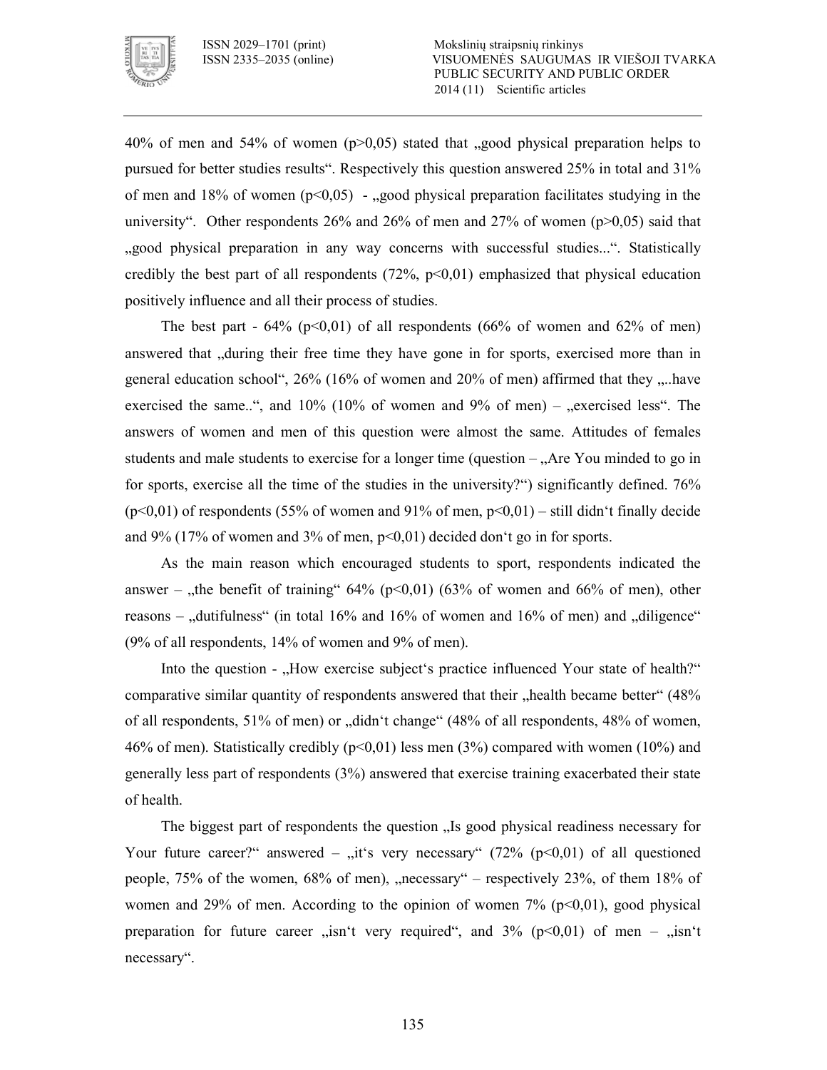40% of men and 54% of women ($p>0,05$) stated that „good physical preparation helps to pursued for better studies results". Respectively this question answered 25% in total and 31% of men and 18% of women ($p<0,05$) - „good physical preparation facilitates studying in the university". Other respondents 26% and 26% of men and 27% of women ($p>0,05$) said that „good physical preparation in any way concerns with successful studies...". Statistically credibly the best part of all respondents (72%, $p<0,01$) emphasized that physical education positively influence and all their process of studies.

The best part - 64% ($p<0,01$) of all respondents (66% of women and 62% of men) answered that „during their free time they have gone in for sports, exercised more than in general education school", 26% (16% of women and 20% of men) affirmed that they „..have exercised the same..", and 10% (10% of women and 9% of men) – „exercised less". The answers of women and men of this question were almost the same. Attitudes of females students and male students to exercise for a longer time (question – „Are You minded to go in for sports, exercise all the time of the studies in the university?") significantly defined. 76% ($p<0,01$) of respondents (55% of women and 91% of men, $p<0,01$) – still didn't finally decide and 9% (17% of women and 3% of men, $p<0,01$) decided don't go in for sports.

As the main reason which encouraged students to sport, respondents indicated the answer – „the benefit of training" 64% ($p<0,01$) (63% of women and 66% of men), other reasons – „dutifulness" (in total 16% and 16% of women and 16% of men) and „diligence" (9% of all respondents, 14% of women and 9% of men).

Into the question - „How exercise subject's practice influenced Your state of health?" comparative similar quantity of respondents answered that their „health became better" (48% of all respondents, 51% of men) or „didn't change" (48% of all respondents, 48% of women, 46% of men). Statistically credibly ($p<0,01$) less men (3%) compared with women (10%) and generally less part of respondents (3%) answered that exercise training exacerbated their state of health.

The biggest part of respondents the question „Is good physical readiness necessary for Your future career?" answered – „it's very necessary" (72% ($p<0,01$) of all questioned people, 75% of the women, 68% of men), „necessary" – respectively 23%, of them 18% of women and 29% of men. According to the opinion of women 7% ($p<0,01$), good physical preparation for future career „isn't very required", and 3% ($p<0,01$) of men – „isn't necessary".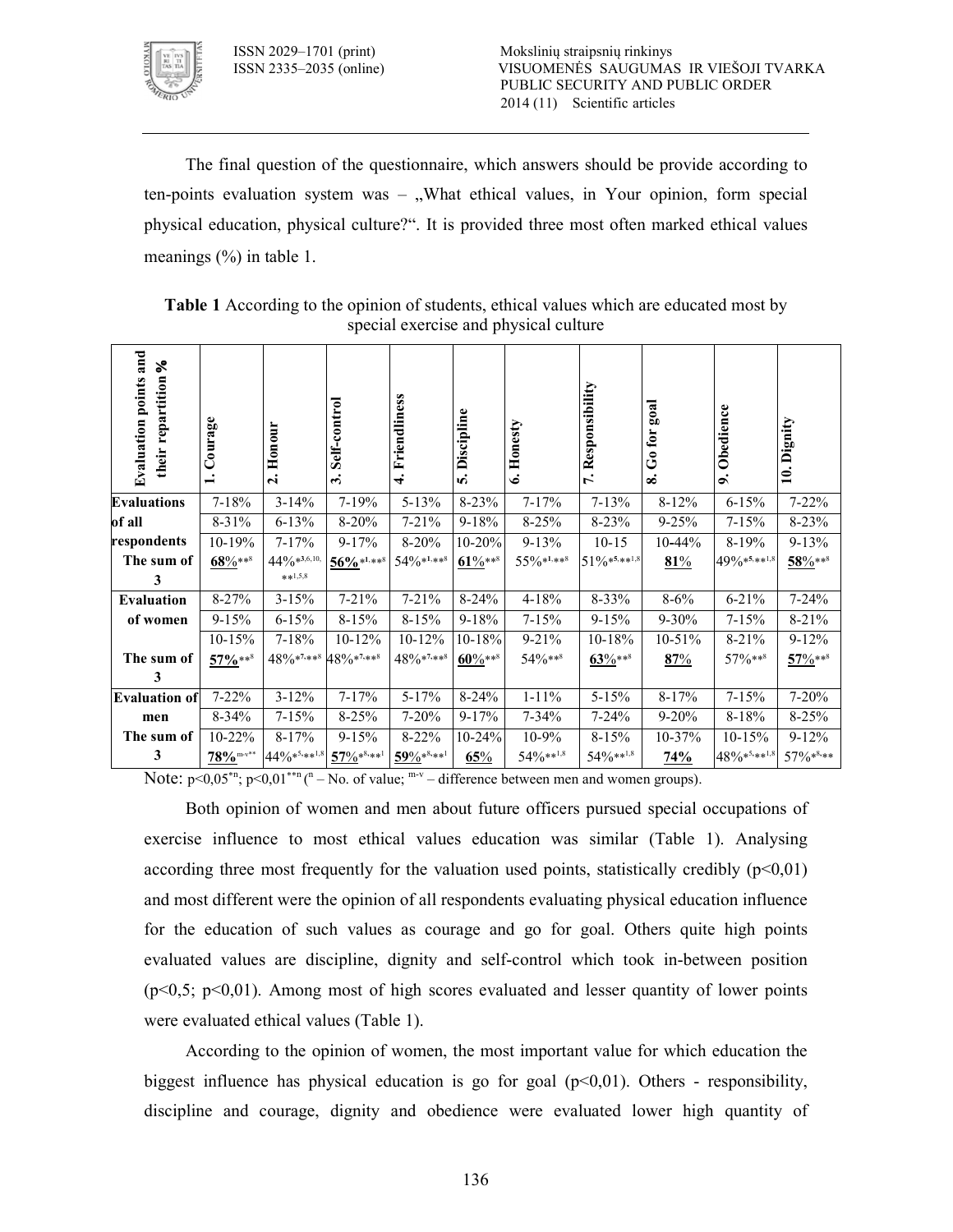The final question of the questionnaire, which answers should be provide according to ten-points evaluation system was – „What ethical values, in Your opinion, form special physical education, physical culture?". It is provided three most often marked ethical values meanings (%) in table 1.

**Table 1** According to the opinion of students, ethical values which are educated most by special exercise and physical culture

| Evaluation points and their repartition % | 1. Courage | 2. Honour | 3. Self-control | 4. Friendliness | 5. Discipline | 6. Honesty | 7. Responsibility | 8. Go for goal | 9. Obedience | 10. Dignity |
|---|---|---|---|---|---|---|---|---|---|---|
| Evaluations of all respondents | 7-18% | 3-14% | 7-19% | 5-13% | 8-23% | 7-17% | 7-13% | 8-12% | 6-15% | 7-22% |
| | 8-31% | 6-13% | 8-20% | 7-21% | 9-18% | 8-25% | 8-23% | 9-25% | 7-15% | 8-23% |
| | 10-19% | 7-17% | 9-17% | 8-20% | 10-20% | 9-13% | 10-15 | 10-44% | 8-19% | 9-13% |
| The sum of 3 | **68%**\*\*8 | 44%\*3,6,10, \*\*1,5,8 | **56%**\*1,\*\*8 | 54%\*1,\*\*8 | **61%**\*\*8 | 55%\*1,\*\*8 | 51%\*5,\*\*1,8 | **81%** | 49%\*5,\*\*1,8 | **58%**\*\*8 |
| Evaluation of women | 8-27% | 3-15% | 7-21% | 7-21% | 8-24% | 4-18% | 8-33% | 8-6% | 6-21% | 7-24% |
| | 9-15% | 6-15% | 8-15% | 8-15% | 9-18% | 7-15% | 9-15% | 9-30% | 7-15% | 8-21% |
| | 10-15% | 7-18% | 10-12% | 10-12% | 10-18% | 9-21% | 10-18% | 10-51% | 8-21% | 9-12% |
| The sum of 3 | **57%**\*\*8 | 48%\*7,\*\*8 | 48%\*7,\*\*8 | 48%\*7,\*\*8 | **60%**\*\*8 | 54%\*\*8 | **63%**\*\*8 | **87%** | 57%\*\*8 | **57%**\*\*8 |
| Evaluation of men | 7-22% | 3-12% | 7-17% | 5-17% | 8-24% | 1-11% | 5-15% | 8-17% | 7-15% | 7-20% |
| | 8-34% | 7-15% | 8-25% | 7-20% | 9-17% | 7-34% | 7-24% | 9-20% | 8-18% | 8-25% |
| The sum of 3 | 10-22% | 8-17% | 9-15% | 8-22% | 10-24% | 10-9% | 8-15% | 10-37% | 10-15% | 9-12% |
| | **78%**m-v\*\* | 44%\*5,\*\*1,8 | **57%**\*8,\*\*1 | **59%**\*8,\*\*1 | **65%** | 54%\*\*1,8 | 54%\*\*1,8 | **74%** | 48%\*5,\*\*1,8 | 57%\*8,\*\* |

Note: $p<0,05^{*n}$; $p<0,01^{**n}$ (n – No. of value; m-v – difference between men and women groups).

Both opinion of women and men about future officers pursued special occupations of exercise influence to most ethical values education was similar (Table 1). Analysing according three most frequently for the valuation used points, statistically credibly ($p<0,01$) and most different were the opinion of all respondents evaluating physical education influence for the education of such values as courage and go for goal. Others quite high points evaluated values are discipline, dignity and self-control which took in-between position ($p<0,5$; $p<0,01$). Among most of high scores evaluated and lesser quantity of lower points were evaluated ethical values (Table 1).

According to the opinion of women, the most important value for which education the biggest influence has physical education is go for goal ($p<0,01$). Others - responsibility, discipline and courage, dignity and obedience were evaluated lower high quantity of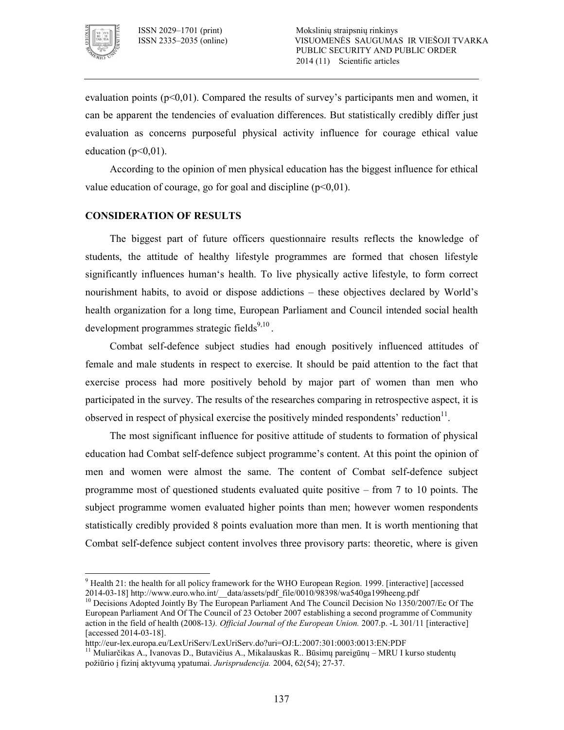evaluation points ($p<0,01$). Compared the results of survey's participants men and women, it can be apparent the tendencies of evaluation differences. But statistically credibly differ just evaluation as concerns purposeful physical activity influence for courage ethical value education ($p<0,01$).

According to the opinion of men physical education has the biggest influence for ethical value education of courage, go for goal and discipline ($p<0,01$).

## CONSIDERATION OF RESULTS

The biggest part of future officers questionnaire results reflects the knowledge of students, the attitude of healthy lifestyle programmes are formed that chosen lifestyle significantly influences human's health. To live physically active lifestyle, to form correct nourishment habits, to avoid or dispose addictions – these objectives declared by World's health organization for a long time, European Parliament and Council intended social health development programmes strategic fields[9,10] .

Combat self-defence subject studies had enough positively influenced attitudes of female and male students in respect to exercise. It should be paid attention to the fact that exercise process had more positively behold by major part of women than men who participated in the survey. The results of the researches comparing in retrospective aspect, it is observed in respect of physical exercise the positively minded respondents' reduction[11].

The most significant influence for positive attitude of students to formation of physical education had Combat self-defence subject programme's content. At this point the opinion of men and women were almost the same. The content of Combat self-defence subject programme most of questioned students evaluated quite positive – from 7 to 10 points. The subject programme women evaluated higher points than men; however women respondents statistically credibly provided 8 points evaluation more than men. It is worth mentioning that Combat self-defence subject content involves three provisory parts: theoretic, where is given

---

[9] Health 21: the health for all policy framework for the WHO European Region. 1999. [interactive] [accessed 2014-03-18] http://www.euro.who.int/__data/assets/pdf_file/0010/98398/wa540ga199heeng.pdf

[10] Decisions Adopted Jointly By The European Parliament And The Council Decision No 1350/2007/Ec Of The European Parliament And Of The Council of 23 October 2007 establishing a second programme of Community action in the field of health (2008-13*). Official Journal of the European Union.* 2007.p. -L 301/11 [interactive] [accessed 2014-03-18].
http://eur-lex.europa.eu/LexUriServ/LexUriServ.do?uri=OJ:L:2007:301:0003:0013:EN:PDF

[11] Muliarčikas A., Ivanovas D., Butavičius A., Mikalauskas R.. Būsimų pareigūnų – MRU I kurso studentų požiūrio į fizinį aktyvumą ypatumai. *Jurisprudencija.* 2004, 62(54); 27-37.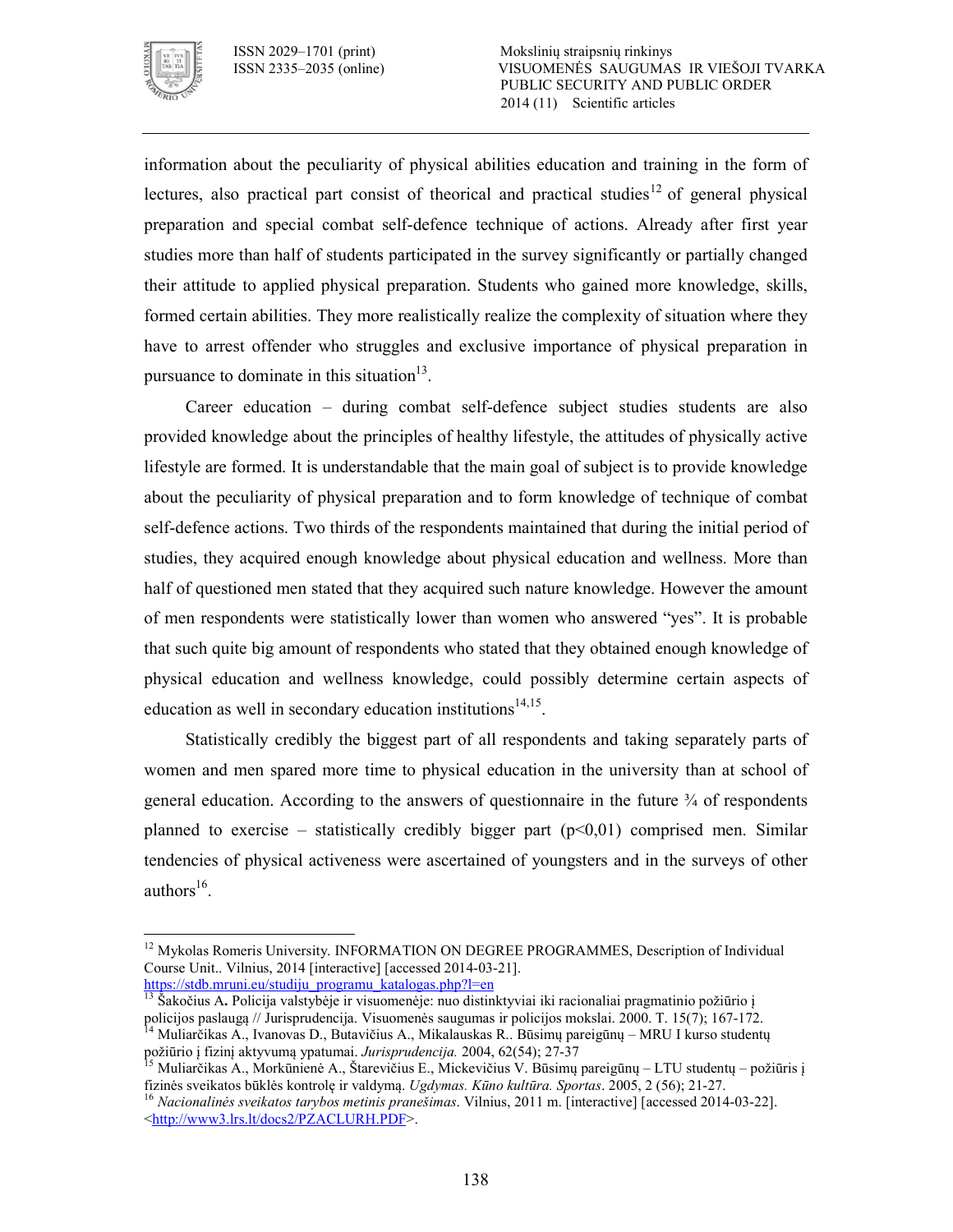information about the peculiarity of physical abilities education and training in the form of lectures, also practical part consist of theorical and practical studies[12] of general physical preparation and special combat self-defence technique of actions. Already after first year studies more than half of students participated in the survey significantly or partially changed their attitude to applied physical preparation. Students who gained more knowledge, skills, formed certain abilities. They more realistically realize the complexity of situation where they have to arrest offender who struggles and exclusive importance of physical preparation in pursuance to dominate in this situation[13].

Career education – during combat self-defence subject studies students are also provided knowledge about the principles of healthy lifestyle, the attitudes of physically active lifestyle are formed. It is understandable that the main goal of subject is to provide knowledge about the peculiarity of physical preparation and to form knowledge of technique of combat self-defence actions. Two thirds of the respondents maintained that during the initial period of studies, they acquired enough knowledge about physical education and wellness. More than half of questioned men stated that they acquired such nature knowledge. However the amount of men respondents were statistically lower than women who answered "yes". It is probable that such quite big amount of respondents who stated that they obtained enough knowledge of physical education and wellness knowledge, could possibly determine certain aspects of education as well in secondary education institutions[14,15].

Statistically credibly the biggest part of all respondents and taking separately parts of women and men spared more time to physical education in the university than at school of general education. According to the answers of questionnaire in the future ¾ of respondents planned to exercise – statistically credibly bigger part ($p<0,01$) comprised men. Similar tendencies of physical activeness were ascertained of youngsters and in the surveys of other authors[16].

---

[12] Mykolas Romeris University. INFORMATION ON DEGREE PROGRAMMES, Description of Individual Course Unit.. Vilnius, 2014 [interactive] [accessed 2014-03-21]. https://stdb.mruni.eu/studiju_programu_katalogas.php?l=en

[13] Šakočius A**.** Policija valstybėje ir visuomenėje: nuo distinktyviai iki racionaliai pragmatinio požiūrio į policijos paslaugą // Jurisprudencija. Visuomenės saugumas ir policijos mokslai. 2000. T. 15(7); 167-172.

[14] Muliarčikas A., Ivanovas D., Butavičius A., Mikalauskas R.. Būsimų pareigūnų – MRU I kurso studentų požiūrio į fizinį aktyvumą ypatumai. *Jurisprudencija.* 2004, 62(54); 27-37

[15] Muliarčikas A., Morkūnienė A., Štarevičius E., Mickevičius V. Būsimų pareigūnų – LTU studentų – požiūris į fizinės sveikatos būklės kontrolę ir valdymą. *Ugdymas. Kūno kultūra. Sportas*. 2005, 2 (56); 21-27.

[16] *Nacionalinės sveikatos tarybos metinis pranešimas*. Vilnius, 2011 m. [interactive] [accessed 2014-03-22]. <http://www3.lrs.lt/docs2/PZACLURH.PDF>.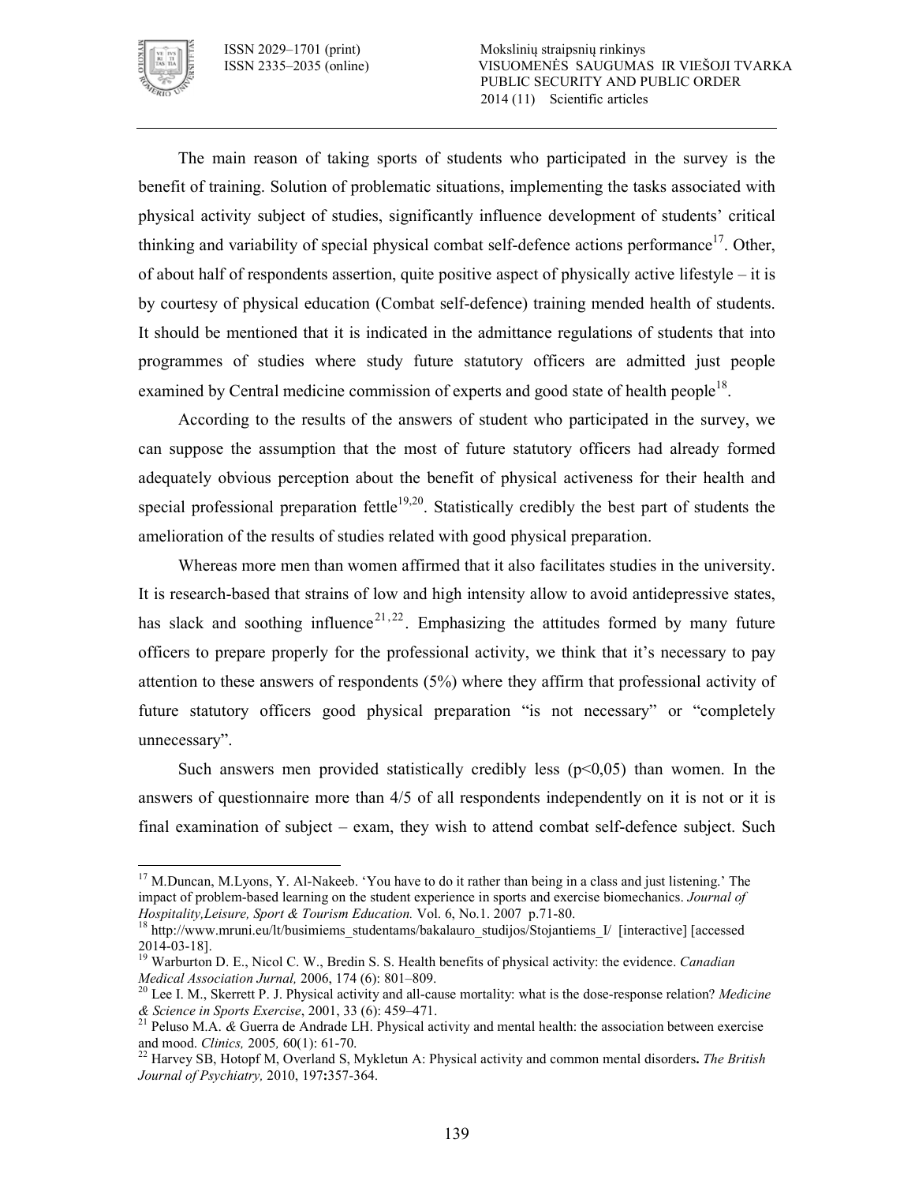The main reason of taking sports of students who participated in the survey is the benefit of training. Solution of problematic situations, implementing the tasks associated with physical activity subject of studies, significantly influence development of students' critical thinking and variability of special physical combat self-defence actions performance[17]. Other, of about half of respondents assertion, quite positive aspect of physically active lifestyle – it is by courtesy of physical education (Combat self-defence) training mended health of students. It should be mentioned that it is indicated in the admittance regulations of students that into programmes of studies where study future statutory officers are admitted just people examined by Central medicine commission of experts and good state of health people[18].

According to the results of the answers of student who participated in the survey, we can suppose the assumption that the most of future statutory officers had already formed adequately obvious perception about the benefit of physical activeness for their health and special professional preparation fettle[19,20]. Statistically credibly the best part of students the amelioration of the results of studies related with good physical preparation.

Whereas more men than women affirmed that it also facilitates studies in the university. It is research-based that strains of low and high intensity allow to avoid antidepressive states, has slack and soothing influence[21,22]. Emphasizing the attitudes formed by many future officers to prepare properly for the professional activity, we think that it's necessary to pay attention to these answers of respondents (5%) where they affirm that professional activity of future statutory officers good physical preparation "is not necessary" or "completely unnecessary".

Such answers men provided statistically credibly less ($p<0,05$) than women. In the answers of questionnaire more than 4/5 of all respondents independently on it is not or it is final examination of subject – exam, they wish to attend combat self-defence subject. Such

---

[17] M.Duncan, M.Lyons, Y. Al-Nakeeb. 'You have to do it rather than being in a class and just listening.' The impact of problem-based learning on the student experience in sports and exercise biomechanics. *Journal of Hospitality,Leisure, Sport & Tourism Education.* Vol. 6, No.1. 2007 p.71-80.

[18] http://www.mruni.eu/lt/busimiems_studentams/bakalauro_studijos/Stojantiems_I/ [interactive] [accessed 2014-03-18].

[19] Warburton D. E., Nicol C. W., Bredin S. S. Health benefits of physical activity: the evidence. *Canadian Medical Association Jurnal,* 2006, 174 (6): 801–809.

[20] Lee I. M., Skerrett P. J. Physical activity and all-cause mortality: what is the dose-response relation? *Medicine & Science in Sports Exercise*, 2001, 33 (6): 459–471.

[21] Peluso M.A. *&* Guerra de Andrade LH. Physical activity and mental health: the association between exercise and mood. *Clinics,* 2005*,* 60(1): 61-70.

[22] Harvey SB, Hotopf M, Overland S, Mykletun A: Physical activity and common mental disorders**.** *The British Journal of Psychiatry,* 2010, 197**:**357-364.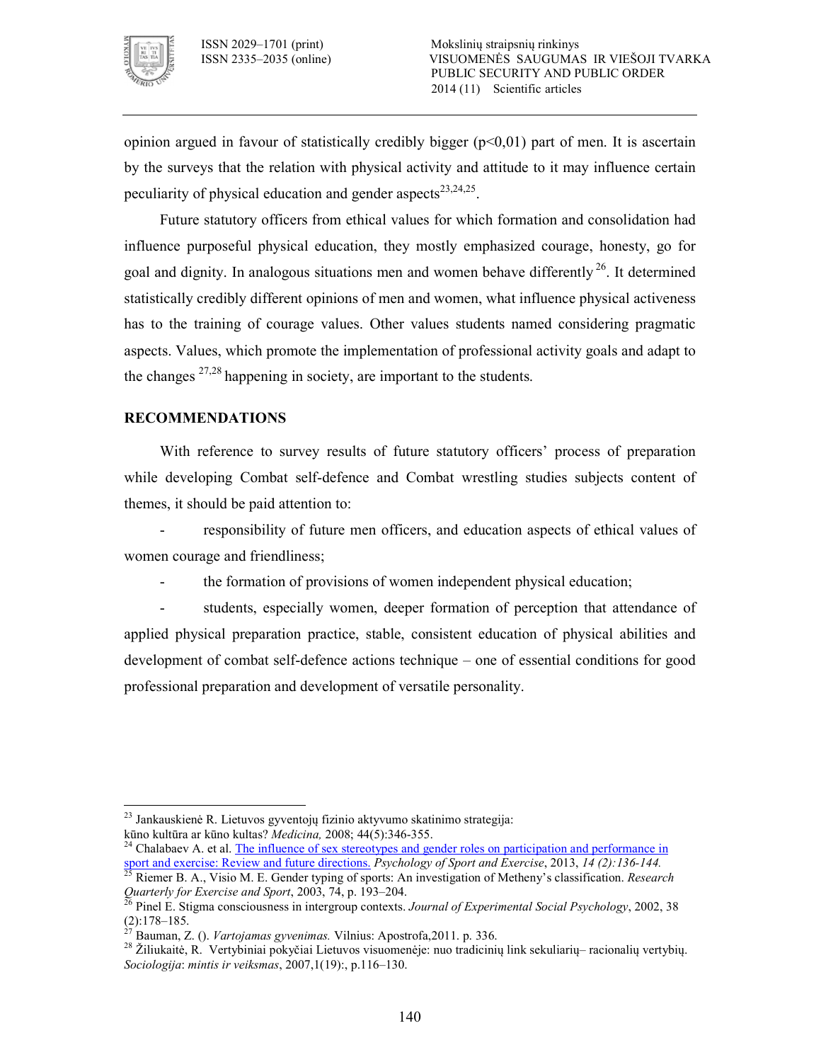opinion argued in favour of statistically credibly bigger ($p<0,01$) part of men. It is ascertain by the surveys that the relation with physical activity and attitude to it may influence certain peculiarity of physical education and gender aspects[23,24,25].

Future statutory officers from ethical values for which formation and consolidation had influence purposeful physical education, they mostly emphasized courage, honesty, go for goal and dignity. In analogous situations men and women behave differently[26]. It determined statistically credibly different opinions of men and women, what influence physical activeness has to the training of courage values. Other values students named considering pragmatic aspects. Values, which promote the implementation of professional activity goals and adapt to the changes[27,28] happening in society, are important to the students.

## RECOMMENDATIONS

With reference to survey results of future statutory officers' process of preparation while developing Combat self-defence and Combat wrestling studies subjects content of themes, it should be paid attention to:

- responsibility of future men officers, and education aspects of ethical values of women courage and friendliness;
- the formation of provisions of women independent physical education;
- students, especially women, deeper formation of perception that attendance of applied physical preparation practice, stable, consistent education of physical abilities and development of combat self-defence actions technique – one of essential conditions for good professional preparation and development of versatile personality.

---

[23] Jankauskienė R. Lietuvos gyventojų fizinio aktyvumo skatinimo strategija: kūno kultūra ar kūno kultas? *Medicina,* 2008; 44(5):346-355.

[24] Chalabaev A. et al. The influence of sex stereotypes and gender roles on participation and performance in sport and exercise: Review and future directions. *Psychology of Sport and Exercise*, 2013, *14 (2):136-144.*

[25] Riemer B. A., Visio M. E. Gender typing of sports: An investigation of Metheny's classification. *Research Quarterly for Exercise and Sport*, 2003, 74, p. 193–204.

[26] Pinel E. Stigma consciousness in intergroup contexts. *Journal of Experimental Social Psychology*, 2002, 38 (2):178–185.

[27] Bauman, Z. (). *Vartojamas gyvenimas.* Vilnius: Apostrofa,2011. p. 336.

[28] Žiliukaitė, R. Vertybiniai pokyčiai Lietuvos visuomenėje: nuo tradicinių link sekuliarių– racionalių vertybių. *Sociologija*: *mintis ir veiksmas*, 2007,1(19):, p.116–130.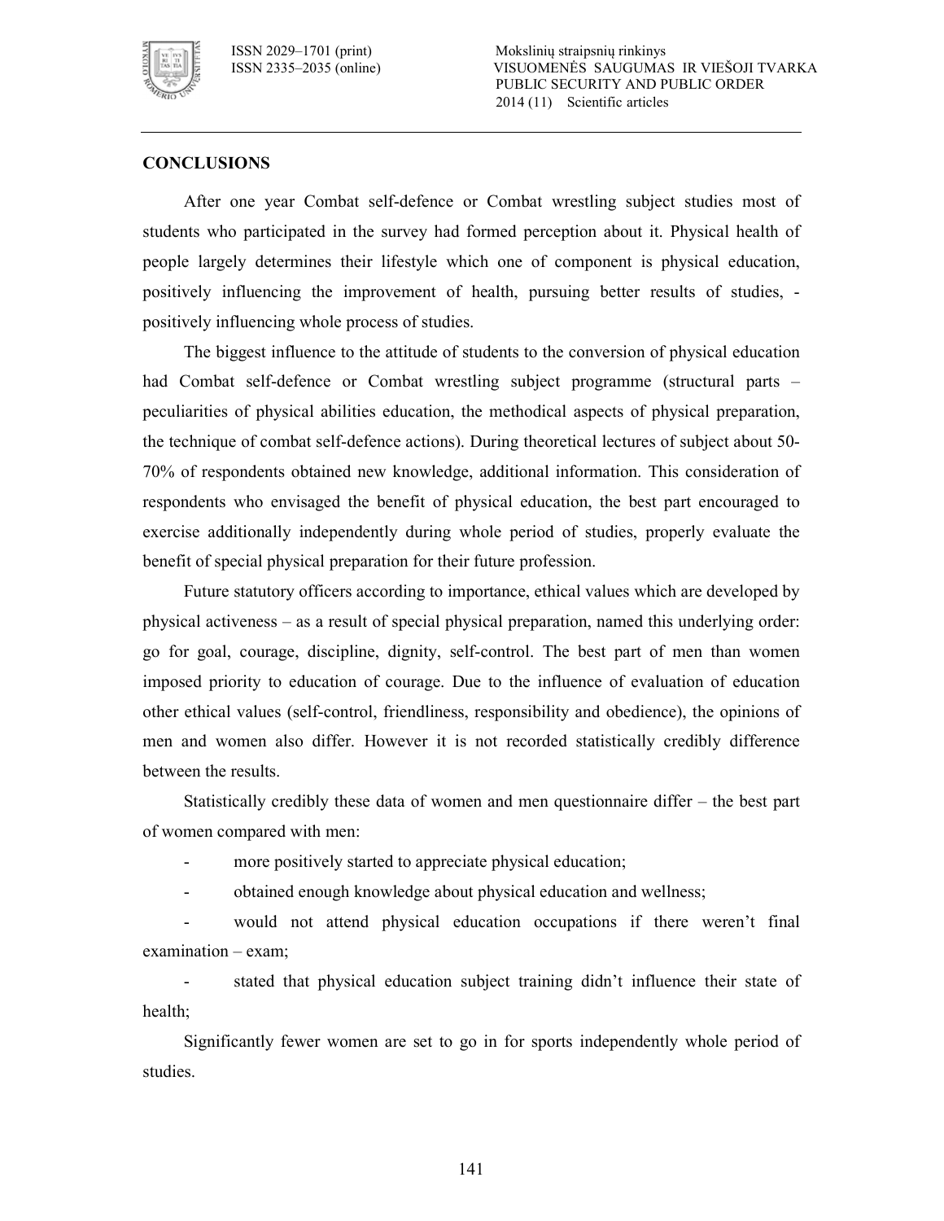## CONCLUSIONS

After one year Combat self-defence or Combat wrestling subject studies most of students who participated in the survey had formed perception about it. Physical health of people largely determines their lifestyle which one of component is physical education, positively influencing the improvement of health, pursuing better results of studies, - positively influencing whole process of studies.

The biggest influence to the attitude of students to the conversion of physical education had Combat self-defence or Combat wrestling subject programme (structural parts – peculiarities of physical abilities education, the methodical aspects of physical preparation, the technique of combat self-defence actions). During theoretical lectures of subject about 50-70% of respondents obtained new knowledge, additional information. This consideration of respondents who envisaged the benefit of physical education, the best part encouraged to exercise additionally independently during whole period of studies, properly evaluate the benefit of special physical preparation for their future profession.

Future statutory officers according to importance, ethical values which are developed by physical activeness – as a result of special physical preparation, named this underlying order: go for goal, courage, discipline, dignity, self-control. The best part of men than women imposed priority to education of courage. Due to the influence of evaluation of education other ethical values (self-control, friendliness, responsibility and obedience), the opinions of men and women also differ. However it is not recorded statistically credibly difference between the results.

Statistically credibly these data of women and men questionnaire differ – the best part of women compared with men:

- more positively started to appreciate physical education;
- obtained enough knowledge about physical education and wellness;
- would not attend physical education occupations if there weren't final examination – exam;
- stated that physical education subject training didn't influence their state of health;

Significantly fewer women are set to go in for sports independently whole period of studies.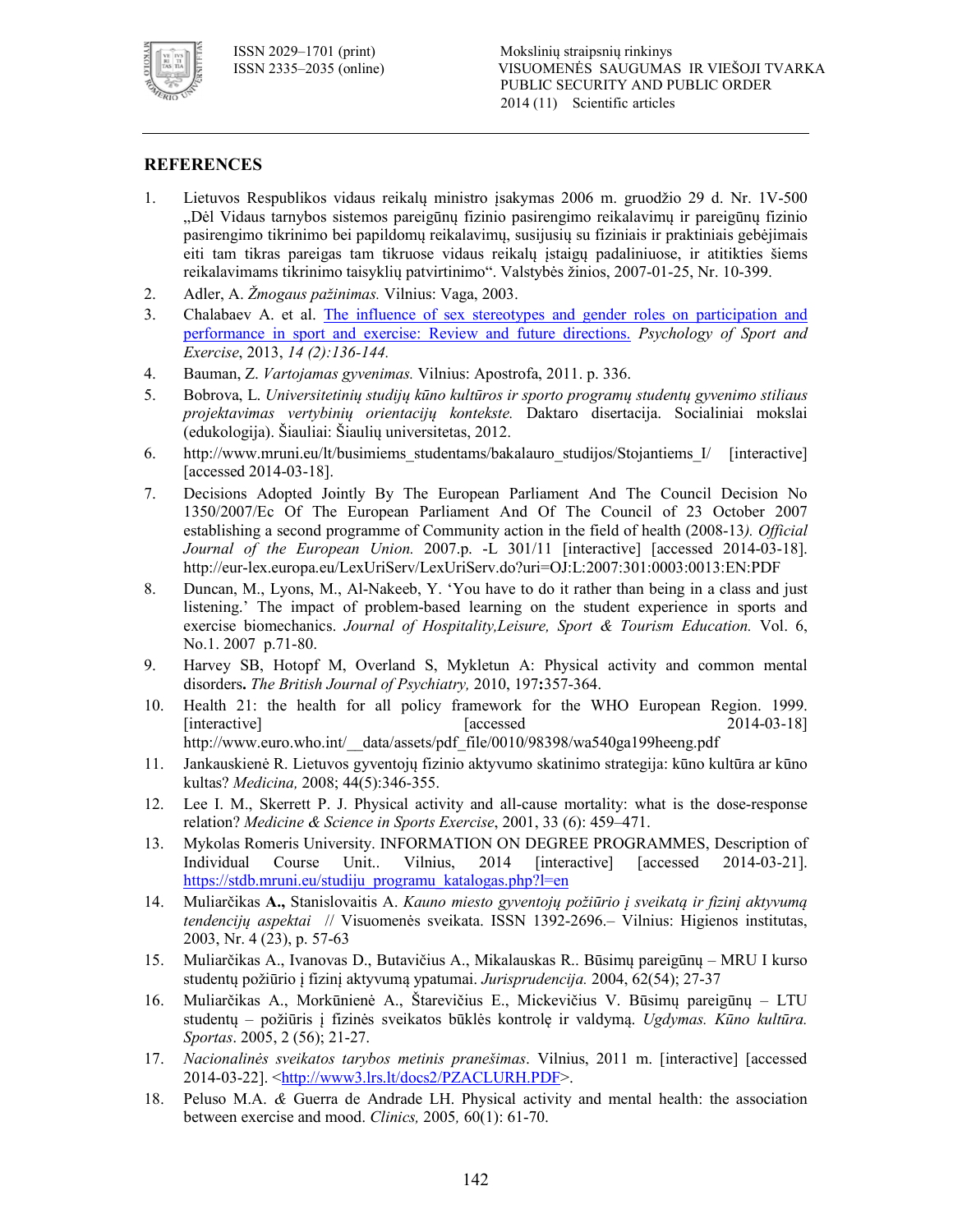## REFERENCES

1. Lietuvos Respublikos vidaus reikalų ministro įsakymas 2006 m. gruodžio 29 d. Nr. 1V-500 „Dėl Vidaus tarnybos sistemos pareigūnų fizinio pasirengimo reikalavimų ir pareigūnų fizinio pasirengimo tikrinimo bei papildomų reikalavimų, susijusių su fiziniais ir praktiniais gebėjimais eiti tam tikras pareigas tam tikruose vidaus reikalų įstaigų padaliniuose, ir atitikties šiems reikalavimams tikrinimo taisyklių patvirtinimo“. Valstybės žinios, 2007-01-25, Nr. 10-399.
2. Adler, A. *Žmogaus pažinimas.* Vilnius: Vaga, 2003.
3. Chalabaev A. et al. The influence of sex stereotypes and gender roles on participation and performance in sport and exercise: Review and future directions. *Psychology of Sport and Exercise*, 2013, *14 (2):136-144.*
4. Bauman, Z. *Vartojamas gyvenimas.* Vilnius: Apostrofa, 2011. p. 336.
5. Bobrova, L. *Universitetinių studijų kūno kultūros ir sporto programų studentų gyvenimo stiliaus projektavimas vertybinių orientacijų kontekste.* Daktaro disertacija. Socialiniai mokslai (edukologija). Šiauliai: Šiaulių universitetas, 2012.
6. http://www.mruni.eu/lt/busimiems_studentams/bakalauro_studijos/Stojantiems_I/ [interactive] [accessed 2014-03-18].
7. Decisions Adopted Jointly By The European Parliament And The Council Decision No 1350/2007/Ec Of The European Parliament And Of The Council of 23 October 2007 establishing a second programme of Community action in the field of health (2008-13*). Official Journal of the European Union.* 2007.p. -L 301/11 [interactive] [accessed 2014-03-18]. http://eur-lex.europa.eu/LexUriServ/LexUriServ.do?uri=OJ:L:2007:301:0003:0013:EN:PDF
8. Duncan, M., Lyons, M., Al-Nakeeb, Y. 'You have to do it rather than being in a class and just listening.' The impact of problem-based learning on the student experience in sports and exercise biomechanics. *Journal of Hospitality,Leisure, Sport & Tourism Education.* Vol. 6, No.1. 2007 p.71-80.
9. Harvey SB, Hotopf M, Overland S, Mykletun A: Physical activity and common mental disorders**.** *The British Journal of Psychiatry,* 2010, 197**:**357-364.
10. Health 21: the health for all policy framework for the WHO European Region. 1999. [interactive] [accessed 2014-03-18] http://www.euro.who.int/__data/assets/pdf_file/0010/98398/wa540ga199heeng.pdf
11. Jankauskienė R. Lietuvos gyventojų fizinio aktyvumo skatinimo strategija: kūno kultūra ar kūno kultas? *Medicina,* 2008; 44(5):346-355.
12. Lee I. M., Skerrett P. J. Physical activity and all-cause mortality: what is the dose-response relation? *Medicine & Science in Sports Exercise*, 2001, 33 (6): 459–471.
13. Mykolas Romeris University. INFORMATION ON DEGREE PROGRAMMES, Description of Individual Course Unit.. Vilnius, 2014 [interactive] [accessed 2014-03-21]. https://stdb.mruni.eu/studiju_programu_katalogas.php?l=en
14. Muliarčikas **A.,** Stanislovaitis A. *Kauno miesto gyventojų požiūrio į sveikatą ir fizinį aktyvumą tendencijų aspektai* // Visuomenės sveikata. ISSN 1392-2696.– Vilnius: Higienos institutas, 2003, Nr. 4 (23), p. 57-63
15. Muliarčikas A., Ivanovas D., Butavičius A., Mikalauskas R.. Būsimų pareigūnų – MRU I kurso studentų požiūrio į fizinį aktyvumą ypatumai. *Jurisprudencija.* 2004, 62(54); 27-37
16. Muliarčikas A., Morkūnienė A., Štarevičius E., Mickevičius V. Būsimų pareigūnų – LTU studentų – požiūris į fizinės sveikatos būklės kontrolę ir valdymą. *Ugdymas. Kūno kultūra. Sportas*. 2005, 2 (56); 21-27.
17. *Nacionalinės sveikatos tarybos metinis pranešimas*. Vilnius, 2011 m. [interactive] [accessed 2014-03-22]. <http://www3.lrs.lt/docs2/PZACLURH.PDF>.
18. Peluso M.A. *&* Guerra de Andrade LH. Physical activity and mental health: the association between exercise and mood. *Clinics,* 2005*,* 60(1): 61-70.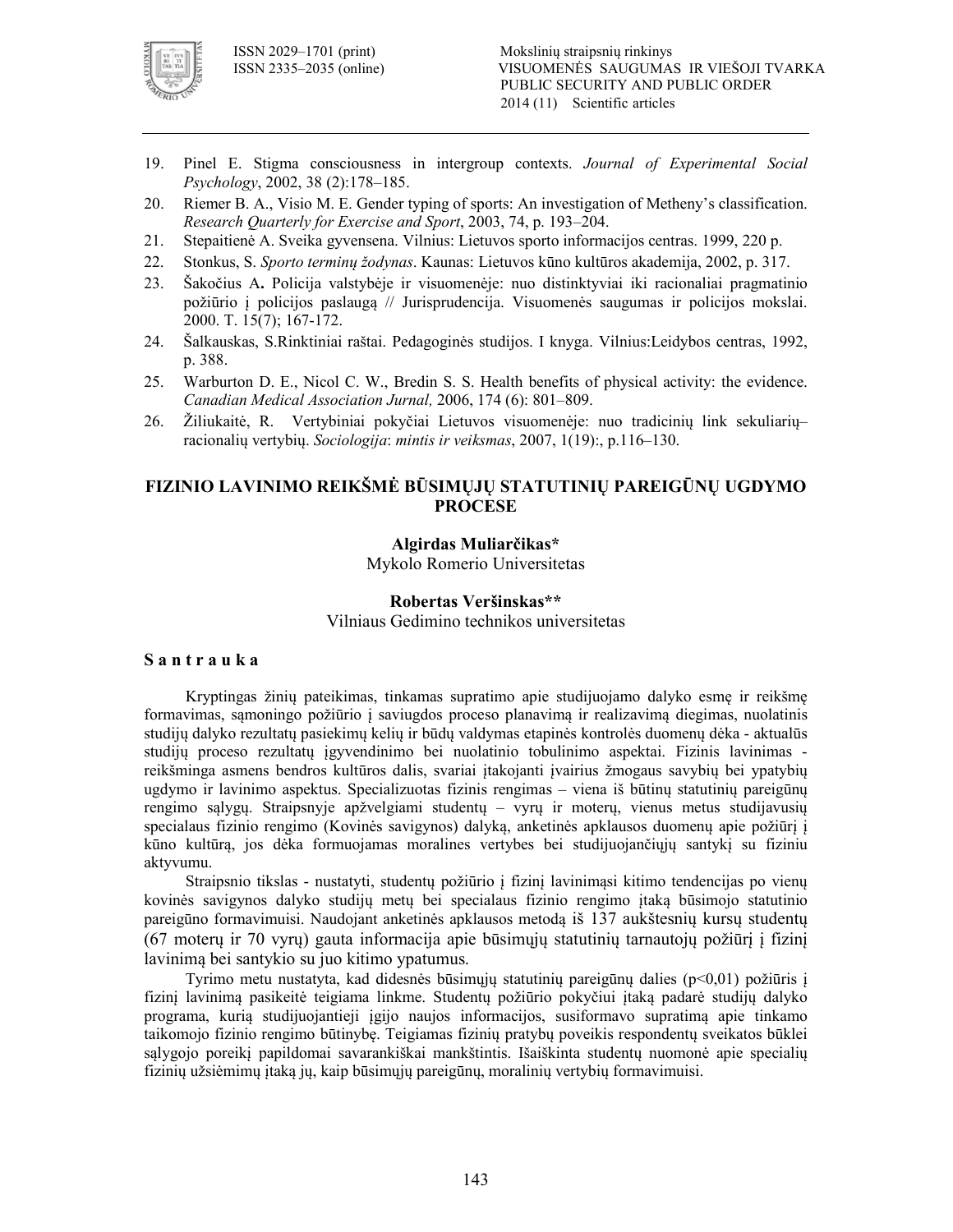19. Pinel E. Stigma consciousness in intergroup contexts. *Journal of Experimental Social Psychology*, 2002, 38 (2):178–185.
20. Riemer B. A., Visio M. E. Gender typing of sports: An investigation of Metheny's classification. *Research Quarterly for Exercise and Sport*, 2003, 74, p. 193–204.
21. Stepaitienė A. Sveika gyvensena. Vilnius: Lietuvos sporto informacijos centras. 1999, 220 p.
22. Stonkus, S. *Sporto terminų žodynas*. Kaunas: Lietuvos kūno kultūros akademija, 2002, p. 317.
23. Šakočius A**.** Policija valstybėje ir visuomenėje: nuo distinktyviai iki racionaliai pragmatinio požiūrio į policijos paslaugą // Jurisprudencija. Visuomenės saugumas ir policijos mokslai. 2000. T. 15(7); 167-172.
24. Šalkauskas, S.Rinktiniai raštai. Pedagoginės studijos. I knyga. Vilnius:Leidybos centras, 1992, p. 388.
25. Warburton D. E., Nicol C. W., Bredin S. S. Health benefits of physical activity: the evidence. *Canadian Medical Association Jurnal,* 2006, 174 (6): 801–809.
26. Žiliukaitė, R. Vertybiniai pokyčiai Lietuvos visuomenėje: nuo tradicinių link sekuliarių–racionalių vertybių. *Sociologija*: *mintis ir veiksmas*, 2007, 1(19):, p.116–130.

# FIZINIO LAVINIMO REIKŠMĖ BŪSIMŲJŲ STATUTINIŲ PAREIGŪNŲ UGDYMO PROCESE

**Algirdas Muliarčikas***
Mykolo Romerio Universitetas

**Robertas Veršinskas****
Vilniaus Gedimino technikos universitetas

## S a n t r a u k a

Kryptingas žinių pateikimas, tinkamas supratimo apie studijuojamo dalyko esmę ir reikšmę formavimas, sąmoningo požiūrio į saviugdos proceso planavimą ir realizavimą diegimas, nuolatinis studijų dalyko rezultatų pasiekimų kelių ir būdų valdymas etapinės kontrolės duomenų dėka - aktualūs studijų proceso rezultatų įgyvendinimo bei nuolatinio tobulinimo aspektai. Fizinis lavinimas - reikšminga asmens bendros kultūros dalis, svariai įtakojanti įvairius žmogaus savybių bei ypatybių ugdymo ir lavinimo aspektus. Specializuotas fizinis rengimas – viena iš būtinų statutinių pareigūnų rengimo sąlygų. Straipsnyje apžvelgiami studentų – vyrų ir moterų, vienus metus studijavusių specialaus fizinio rengimo (Kovinės savigynos) dalyką, anketinės apklausos duomenų apie požiūrį į kūno kultūrą, jos dėka formuojamas moralines vertybes bei studijuojančiųjų santykį su fiziniu aktyvumu.

Straipsnio tikslas - nustatyti, studentų požiūrio į fizinį lavinimąsi kitimo tendencijas po vienų kovinės savigynos dalyko studijų metų bei specialaus fizinio rengimo įtaką būsimojo statutinio pareigūno formavimuisi. Naudojant anketinės apklausos metodą iš 137 aukštesnių kursų studentų (67 moterų ir 70 vyrų) gauta informacija apie būsimųjų statutinių tarnautojų požiūrį į fizinį lavinimą bei santykio su juo kitimo ypatumus.

Tyrimo metu nustatyta, kad didesnės būsimųjų statutinių pareigūnų dalies ($p<0{,}01$) požiūris į fizinį lavinimą pasikeitė teigiama linkme. Studentų požiūrio pokyčiui įtaką padarė studijų dalyko programa, kurią studijuojantieji įgijo naujos informacijos, susiformavo supratimą apie tinkamo taikomojo fizinio rengimo būtinybę. Teigiamas fizinių pratybų poveikis respondentų sveikatos būklei sąlygojo poreikį papildomai savarankiškai mankštintis. Išaiškinta studentų nuomonė apie specialių fizinių užsiėmimų įtaką jų, kaip būsimųjų pareigūnų, moralinių vertybių formavimuisi.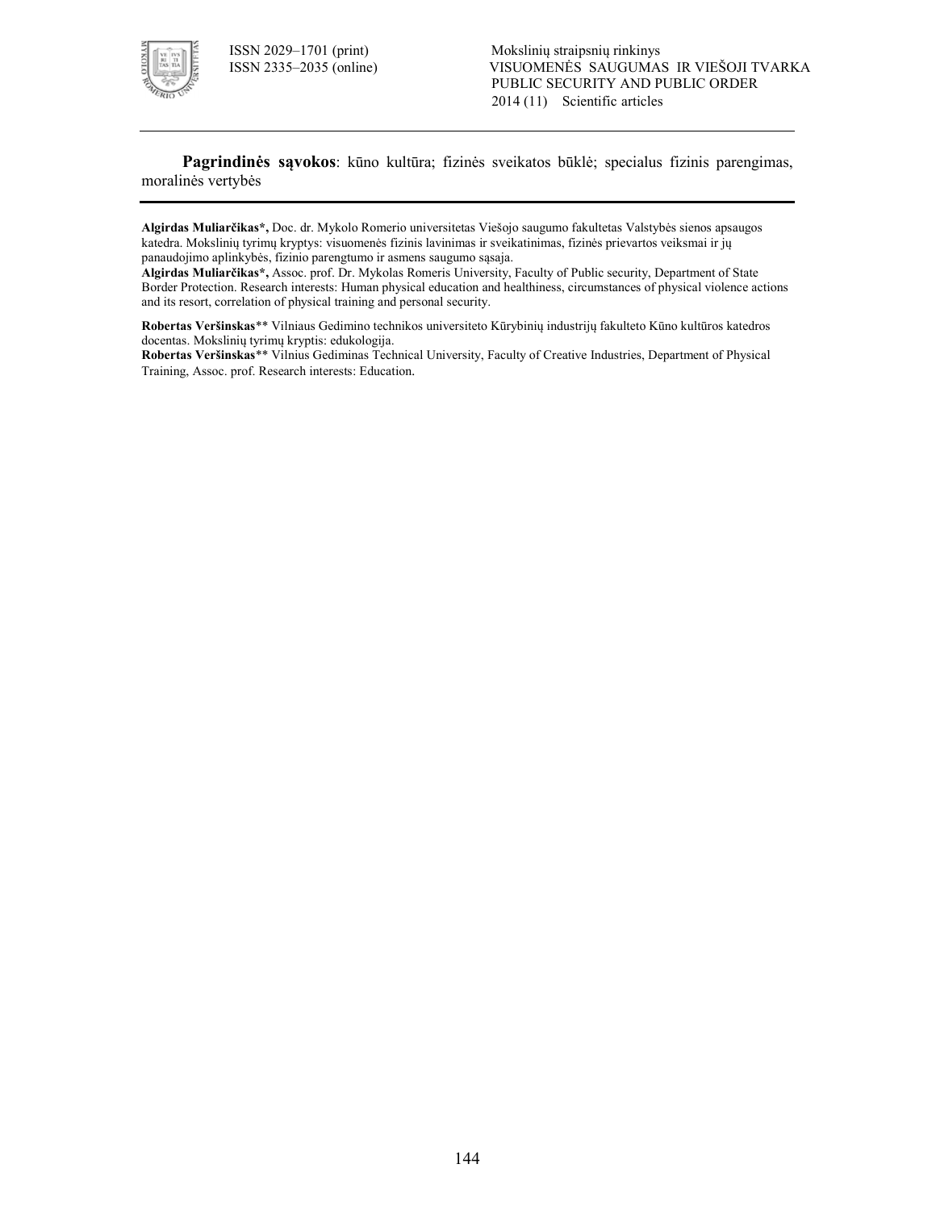**Pagrindinės sąvokos**: kūno kultūra; fizinės sveikatos būklė; specialus fizinis parengimas, moralinės vertybės

---

**Algirdas Muliarčikas\*,** Doc. dr. Mykolo Romerio universitetas Viešojo saugumo fakultetas Valstybės sienos apsaugos katedra. Mokslinių tyrimų kryptys: visuomenės fizinis lavinimas ir sveikatinimas, fizinės prievartos veiksmai ir jų panaudojimo aplinkybės, fizinio parengtumo ir asmens saugumo sąsaja.

**Algirdas Muliarčikas\*,** Assoc. prof. Dr. Mykolas Romeris University, Faculty of Public security, Department of State Border Protection. Research interests: Human physical education and healthiness, circumstances of physical violence actions and its resort, correlation of physical training and personal security.

**Robertas Veršinskas**\*\* Vilniaus Gedimino technikos universiteto Kūrybinių industrijų fakulteto Kūno kultūros katedros docentas. Mokslinių tyrimų kryptis: edukologija.

**Robertas Veršinskas**\*\* Vilnius Gediminas Technical University, Faculty of Creative Industries, Department of Physical Training, Assoc. prof. Research interests: Education.